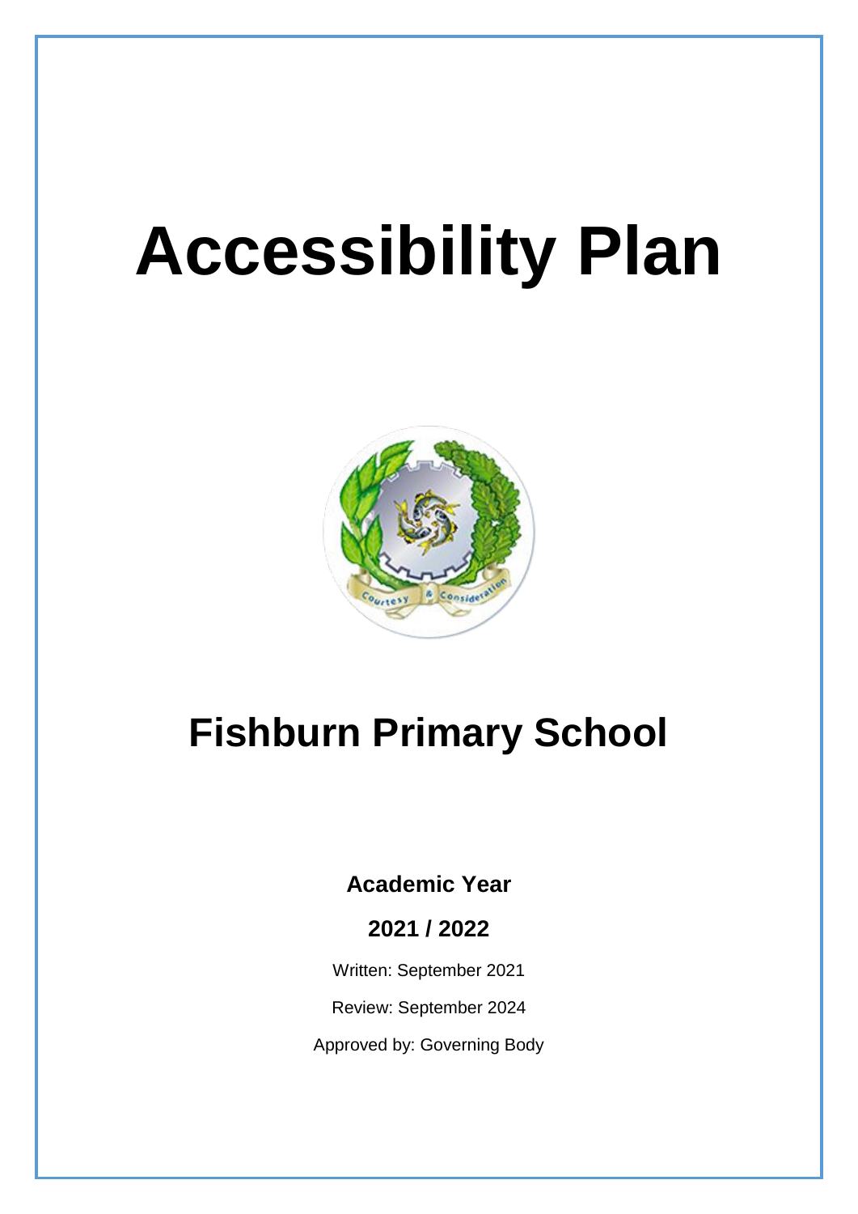# Accessibility Plan

## Fishburn Primary School

**Academic Year**

**2021 / 2022**

Written: September 2021

Review: September 2024

Approved by: Governing Body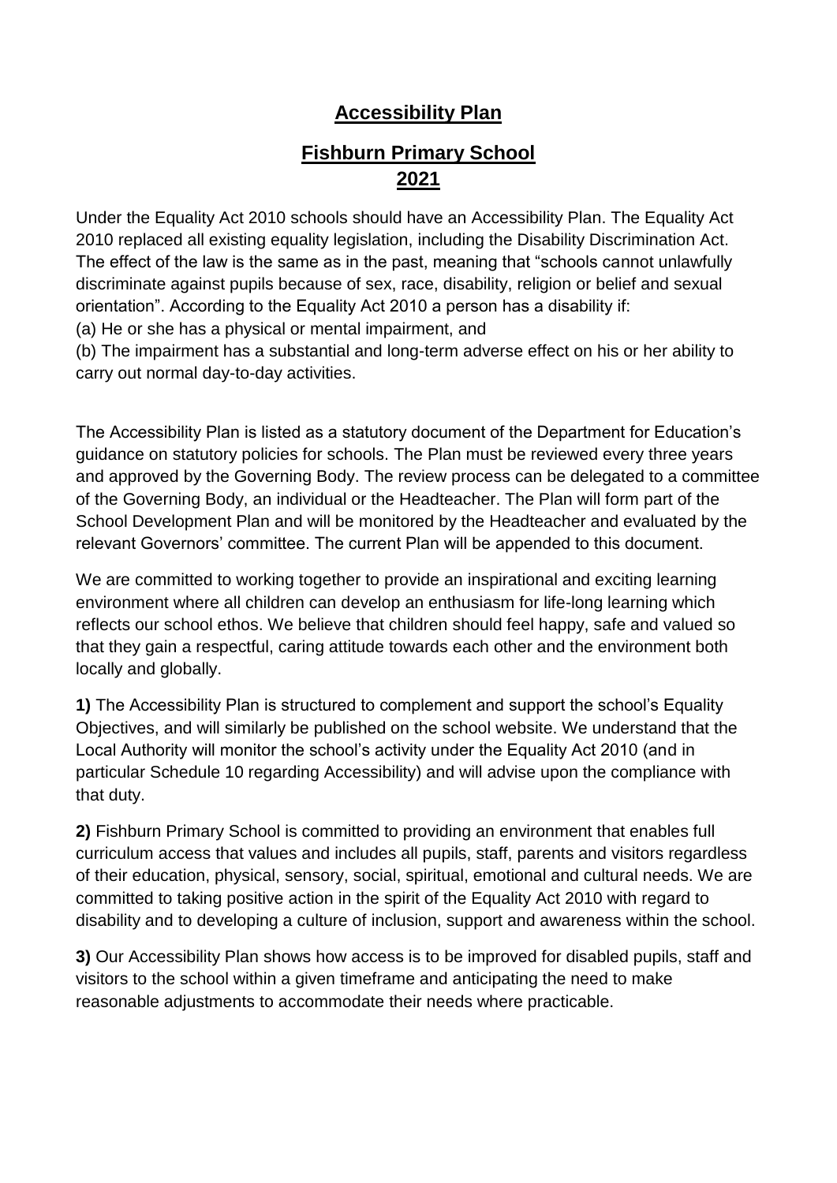# Accessibility Plan

## Fishburn Primary School
## 2021

Under the Equality Act 2010 schools should have an Accessibility Plan. The Equality Act 2010 replaced all existing equality legislation, including the Disability Discrimination Act. The effect of the law is the same as in the past, meaning that "schools cannot unlawfully discriminate against pupils because of sex, race, disability, religion or belief and sexual orientation". According to the Equality Act 2010 a person has a disability if:

(a) He or she has a physical or mental impairment, and

(b) The impairment has a substantial and long-term adverse effect on his or her ability to carry out normal day-to-day activities.

The Accessibility Plan is listed as a statutory document of the Department for Education's guidance on statutory policies for schools. The Plan must be reviewed every three years and approved by the Governing Body. The review process can be delegated to a committee of the Governing Body, an individual or the Headteacher. The Plan will form part of the School Development Plan and will be monitored by the Headteacher and evaluated by the relevant Governors' committee. The current Plan will be appended to this document.

We are committed to working together to provide an inspirational and exciting learning environment where all children can develop an enthusiasm for life-long learning which reflects our school ethos. We believe that children should feel happy, safe and valued so that they gain a respectful, caring attitude towards each other and the environment both locally and globally.

**1)** The Accessibility Plan is structured to complement and support the school's Equality Objectives, and will similarly be published on the school website. We understand that the Local Authority will monitor the school's activity under the Equality Act 2010 (and in particular Schedule 10 regarding Accessibility) and will advise upon the compliance with that duty.

**2)** Fishburn Primary School is committed to providing an environment that enables full curriculum access that values and includes all pupils, staff, parents and visitors regardless of their education, physical, sensory, social, spiritual, emotional and cultural needs. We are committed to taking positive action in the spirit of the Equality Act 2010 with regard to disability and to developing a culture of inclusion, support and awareness within the school.

**3)** Our Accessibility Plan shows how access is to be improved for disabled pupils, staff and visitors to the school within a given timeframe and anticipating the need to make reasonable adjustments to accommodate their needs where practicable.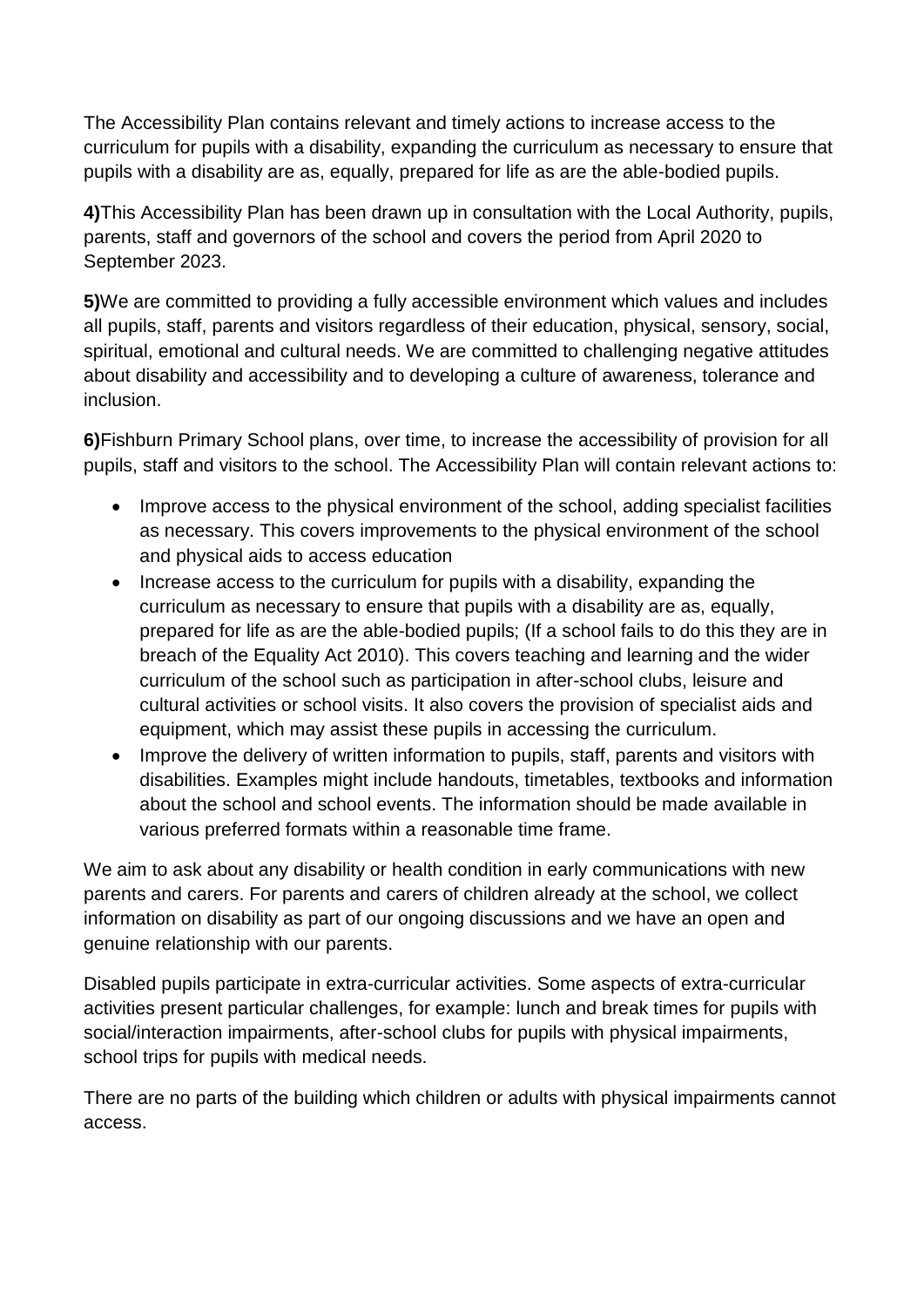The Accessibility Plan contains relevant and timely actions to increase access to the curriculum for pupils with a disability, expanding the curriculum as necessary to ensure that pupils with a disability are as, equally, prepared for life as are the able-bodied pupils.

**4)**This Accessibility Plan has been drawn up in consultation with the Local Authority, pupils, parents, staff and governors of the school and covers the period from April 2020 to September 2023.

**5)**We are committed to providing a fully accessible environment which values and includes all pupils, staff, parents and visitors regardless of their education, physical, sensory, social, spiritual, emotional and cultural needs. We are committed to challenging negative attitudes about disability and accessibility and to developing a culture of awareness, tolerance and inclusion.

**6)**Fishburn Primary School plans, over time, to increase the accessibility of provision for all pupils, staff and visitors to the school. The Accessibility Plan will contain relevant actions to:

- Improve access to the physical environment of the school, adding specialist facilities as necessary. This covers improvements to the physical environment of the school and physical aids to access education
- Increase access to the curriculum for pupils with a disability, expanding the curriculum as necessary to ensure that pupils with a disability are as, equally, prepared for life as are the able-bodied pupils; (If a school fails to do this they are in breach of the Equality Act 2010). This covers teaching and learning and the wider curriculum of the school such as participation in after-school clubs, leisure and cultural activities or school visits. It also covers the provision of specialist aids and equipment, which may assist these pupils in accessing the curriculum.
- Improve the delivery of written information to pupils, staff, parents and visitors with disabilities. Examples might include handouts, timetables, textbooks and information about the school and school events. The information should be made available in various preferred formats within a reasonable time frame.

We aim to ask about any disability or health condition in early communications with new parents and carers. For parents and carers of children already at the school, we collect information on disability as part of our ongoing discussions and we have an open and genuine relationship with our parents.

Disabled pupils participate in extra-curricular activities. Some aspects of extra-curricular activities present particular challenges, for example: lunch and break times for pupils with social/interaction impairments, after-school clubs for pupils with physical impairments, school trips for pupils with medical needs.

There are no parts of the building which children or adults with physical impairments cannot access.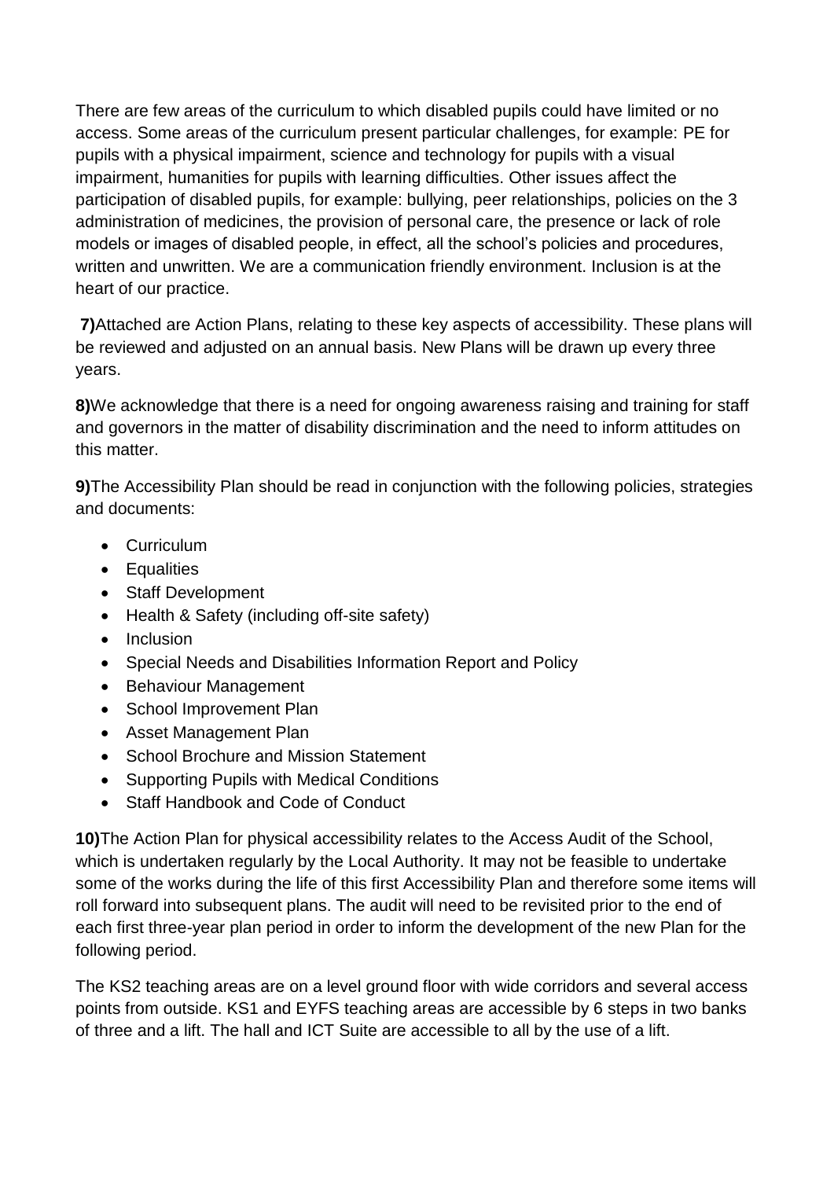There are few areas of the curriculum to which disabled pupils could have limited or no access. Some areas of the curriculum present particular challenges, for example: PE for pupils with a physical impairment, science and technology for pupils with a visual impairment, humanities for pupils with learning difficulties. Other issues affect the participation of disabled pupils, for example: bullying, peer relationships, policies on the 3 administration of medicines, the provision of personal care, the presence or lack of role models or images of disabled people, in effect, all the school's policies and procedures, written and unwritten. We are a communication friendly environment. Inclusion is at the heart of our practice.

**7)**Attached are Action Plans, relating to these key aspects of accessibility. These plans will be reviewed and adjusted on an annual basis. New Plans will be drawn up every three years.

**8)**We acknowledge that there is a need for ongoing awareness raising and training for staff and governors in the matter of disability discrimination and the need to inform attitudes on this matter.

**9)**The Accessibility Plan should be read in conjunction with the following policies, strategies and documents:

- Curriculum
- Equalities
- Staff Development
- Health & Safety (including off-site safety)
- Inclusion
- Special Needs and Disabilities Information Report and Policy
- Behaviour Management
- School Improvement Plan
- Asset Management Plan
- School Brochure and Mission Statement
- Supporting Pupils with Medical Conditions
- Staff Handbook and Code of Conduct

**10)**The Action Plan for physical accessibility relates to the Access Audit of the School, which is undertaken regularly by the Local Authority. It may not be feasible to undertake some of the works during the life of this first Accessibility Plan and therefore some items will roll forward into subsequent plans. The audit will need to be revisited prior to the end of each first three-year plan period in order to inform the development of the new Plan for the following period.

The KS2 teaching areas are on a level ground floor with wide corridors and several access points from outside. KS1 and EYFS teaching areas are accessible by 6 steps in two banks of three and a lift. The hall and ICT Suite are accessible to all by the use of a lift.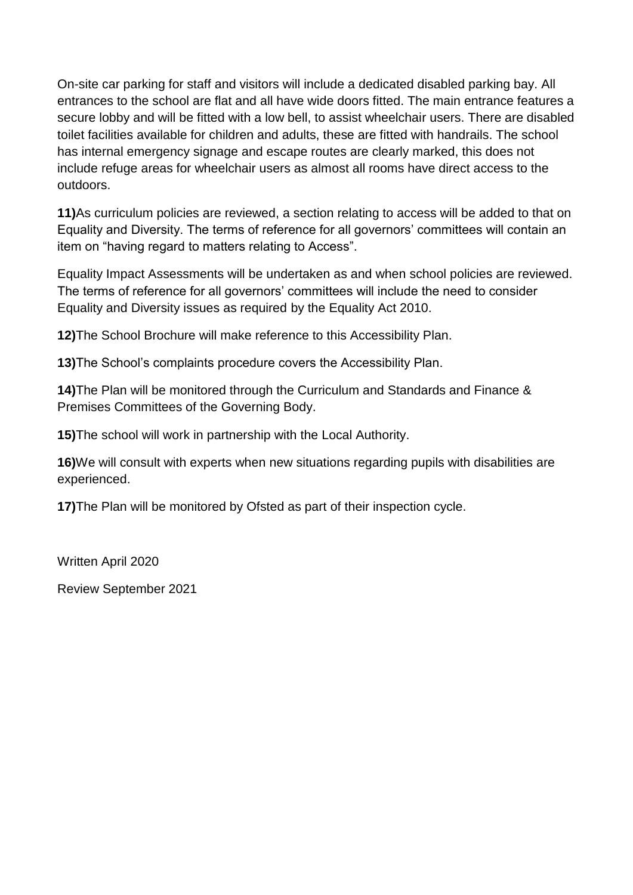On-site car parking for staff and visitors will include a dedicated disabled parking bay. All entrances to the school are flat and all have wide doors fitted. The main entrance features a secure lobby and will be fitted with a low bell, to assist wheelchair users. There are disabled toilet facilities available for children and adults, these are fitted with handrails. The school has internal emergency signage and escape routes are clearly marked, this does not include refuge areas for wheelchair users as almost all rooms have direct access to the outdoors.

**11)**As curriculum policies are reviewed, a section relating to access will be added to that on Equality and Diversity. The terms of reference for all governors' committees will contain an item on "having regard to matters relating to Access".

Equality Impact Assessments will be undertaken as and when school policies are reviewed. The terms of reference for all governors' committees will include the need to consider Equality and Diversity issues as required by the Equality Act 2010.

**12)**The School Brochure will make reference to this Accessibility Plan.

**13)**The School's complaints procedure covers the Accessibility Plan.

**14)**The Plan will be monitored through the Curriculum and Standards and Finance & Premises Committees of the Governing Body.

**15)**The school will work in partnership with the Local Authority.

**16)**We will consult with experts when new situations regarding pupils with disabilities are experienced.

**17)**The Plan will be monitored by Ofsted as part of their inspection cycle.

Written April 2020

Review September 2021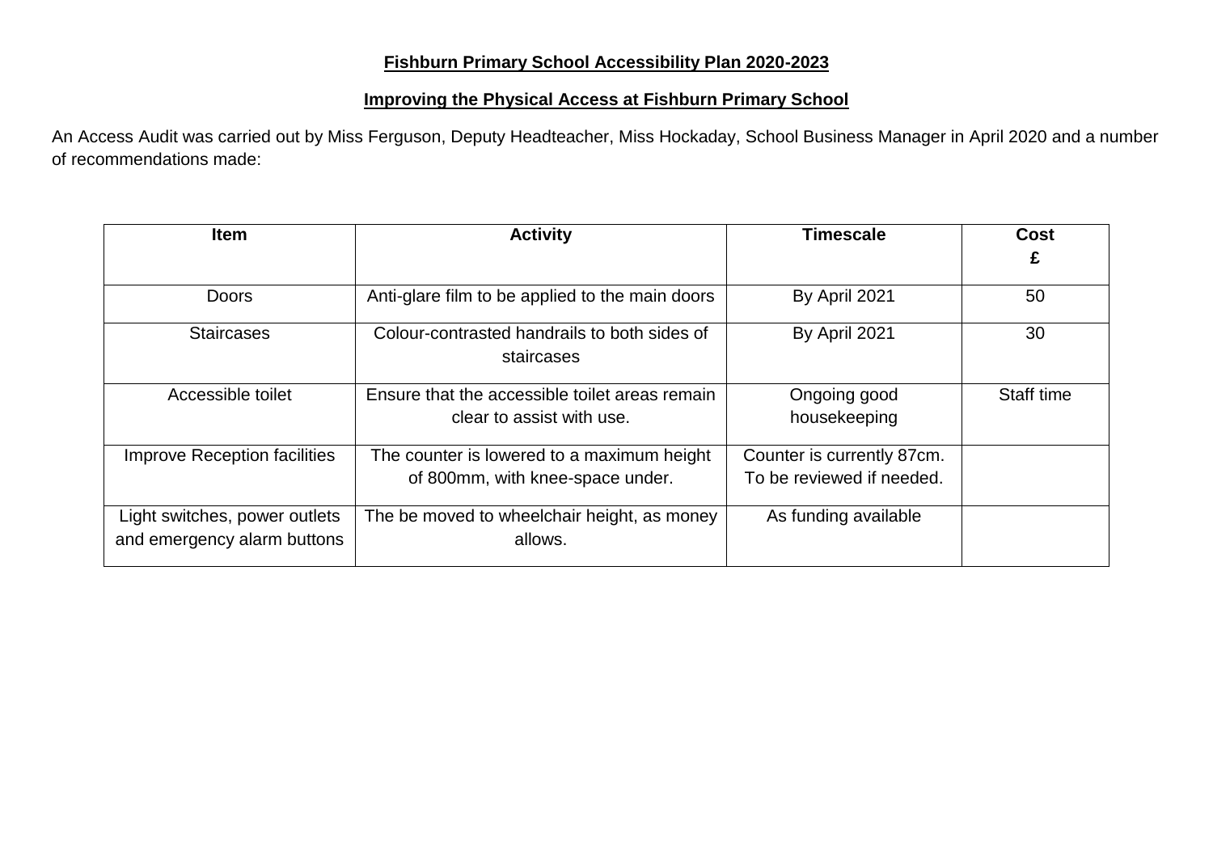**Fishburn Primary School Accessibility Plan 2020-2023**

**Improving the Physical Access at Fishburn Primary School**

An Access Audit was carried out by Miss Ferguson, Deputy Headteacher, Miss Hockaday, School Business Manager in April 2020 and a number of recommendations made:

| Item | Activity | Timescale | Cost £ |
|---|---|---|---|
| Doors | Anti-glare film to be applied to the main doors | By April 2021 | 50 |
| Staircases | Colour-contrasted handrails to both sides of staircases | By April 2021 | 30 |
| Accessible toilet | Ensure that the accessible toilet areas remain clear to assist with use. | Ongoing good housekeeping | Staff time |
| Improve Reception facilities | The counter is lowered to a maximum height of 800mm, with knee-space under. | Counter is currently 87cm. To be reviewed if needed. | |
| Light switches, power outlets and emergency alarm buttons | The be moved to wheelchair height, as money allows. | As funding available | |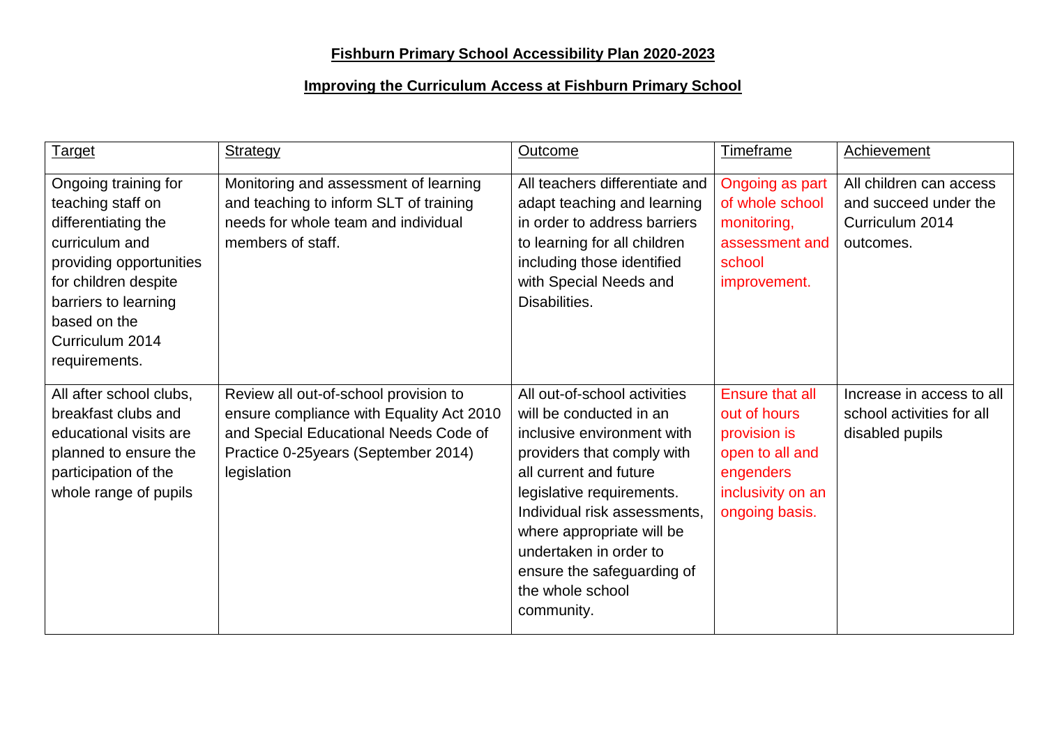**Fishburn Primary School Accessibility Plan 2020-2023**

**Improving the Curriculum Access at Fishburn Primary School**

| Target | Strategy | Outcome | Timeframe | Achievement |
|---|---|---|---|---|
| Ongoing training for teaching staff on differentiating the curriculum and providing opportunities for children despite barriers to learning based on the Curriculum 2014 requirements. | Monitoring and assessment of learning and teaching to inform SLT of training needs for whole team and individual members of staff. | All teachers differentiate and adapt teaching and learning in order to address barriers to learning for all children including those identified with Special Needs and Disabilities. | Ongoing as part of whole school monitoring, assessment and school improvement. | All children can access and succeed under the Curriculum 2014 outcomes. |
| All after school clubs, breakfast clubs and educational visits are planned to ensure the participation of the whole range of pupils | Review all out-of-school provision to ensure compliance with Equality Act 2010 and Special Educational Needs Code of Practice 0-25years (September 2014) legislation | All out-of-school activities will be conducted in an inclusive environment with providers that comply with all current and future legislative requirements. Individual risk assessments, where appropriate will be undertaken in order to ensure the safeguarding of the whole school community. | Ensure that all out of hours provision is open to all and engenders inclusivity on an ongoing basis. | Increase in access to all school activities for all disabled pupils |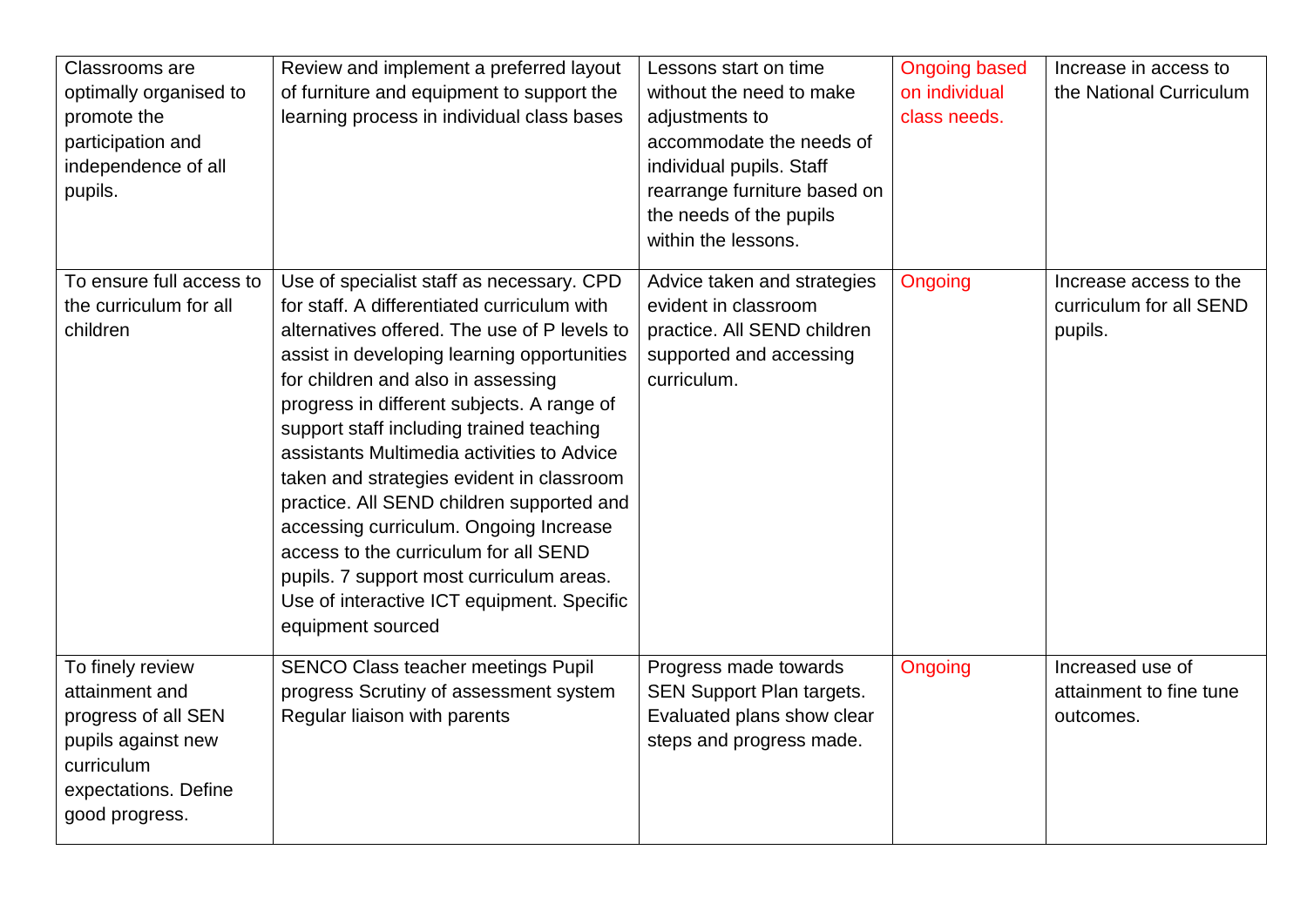| | | | | |
|---|---|---|---|---|
| Classrooms are optimally organised to promote the participation and independence of all pupils. | Review and implement a preferred layout of furniture and equipment to support the learning process in individual class bases | Lessons start on time without the need to make adjustments to accommodate the needs of individual pupils. Staff rearrange furniture based on the needs of the pupils within the lessons. | Ongoing based on individual class needs. | Increase in access to the National Curriculum |
| To ensure full access to the curriculum for all children | Use of specialist staff as necessary. CPD for staff. A differentiated curriculum with alternatives offered. The use of P levels to assist in developing learning opportunities for children and also in assessing progress in different subjects. A range of support staff including trained teaching assistants Multimedia activities to Advice taken and strategies evident in classroom practice. All SEND children supported and accessing curriculum. Ongoing Increase access to the curriculum for all SEND pupils. 7 support most curriculum areas. Use of interactive ICT equipment. Specific equipment sourced | Advice taken and strategies evident in classroom practice. All SEND children supported and accessing curriculum. | Ongoing | Increase access to the curriculum for all SEND pupils. |
| To finely review attainment and progress of all SEN pupils against new curriculum expectations. Define good progress. | SENCO Class teacher meetings Pupil progress Scrutiny of assessment system Regular liaison with parents | Progress made towards SEN Support Plan targets. Evaluated plans show clear steps and progress made. | Ongoing | Increased use of attainment to fine tune outcomes. |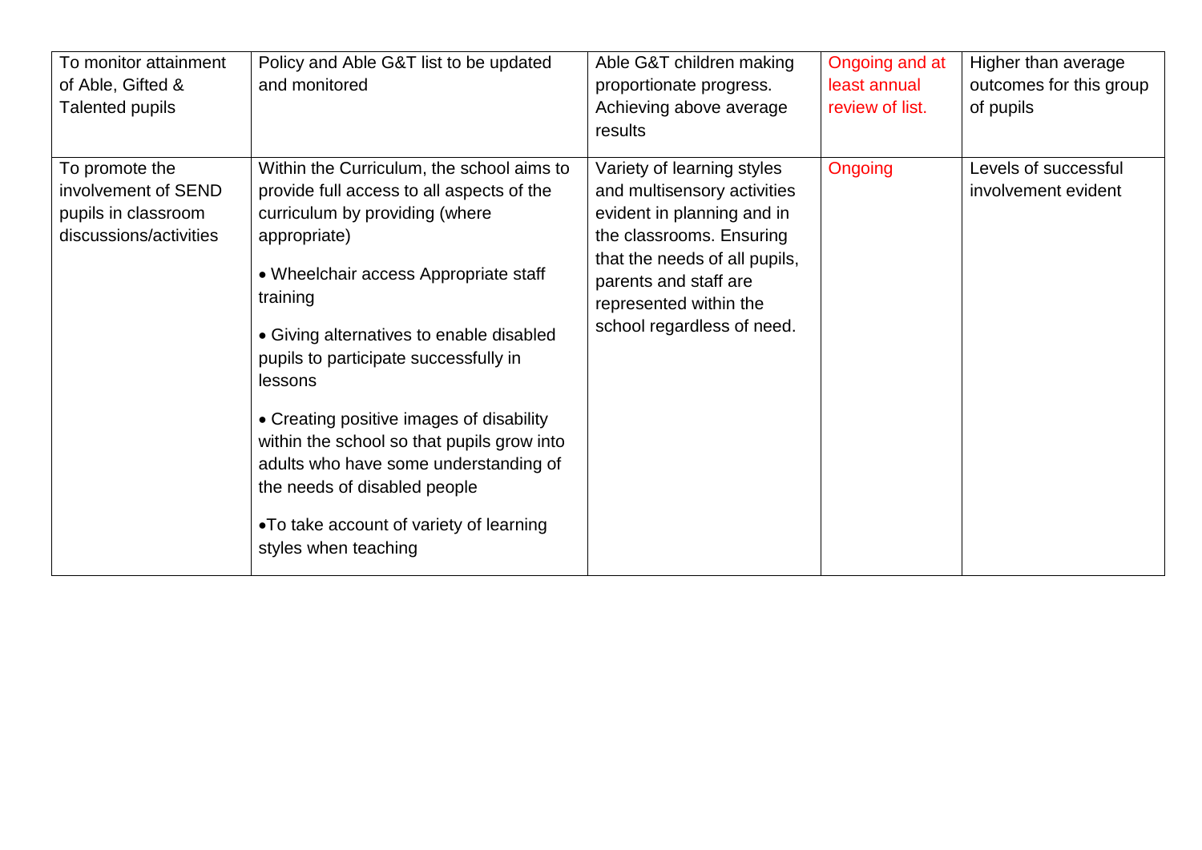| | | | | |
|---|---|---|---|---|
| To monitor attainment of Able, Gifted & Talented pupils | Policy and Able G&T list to be updated and monitored | Able G&T children making proportionate progress. Achieving above average results | Ongoing and at least annual review of list. | Higher than average outcomes for this group of pupils |
| To promote the involvement of SEND pupils in classroom discussions/activities | Within the Curriculum, the school aims to provide full access to all aspects of the curriculum by providing (where appropriate)<br><br>• Wheelchair access Appropriate staff training<br><br>• Giving alternatives to enable disabled pupils to participate successfully in lessons<br><br>• Creating positive images of disability within the school so that pupils grow into adults who have some understanding of the needs of disabled people<br><br>•To take account of variety of learning styles when teaching | Variety of learning styles and multisensory activities evident in planning and in the classrooms. Ensuring that the needs of all pupils, parents and staff are represented within the school regardless of need. | Ongoing | Levels of successful involvement evident |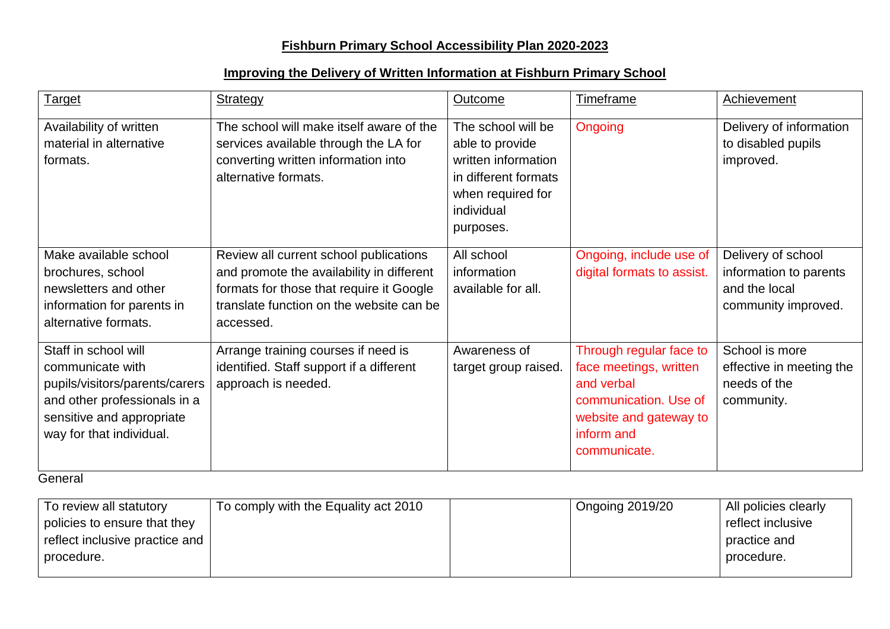## Fishburn Primary School Accessibility Plan 2020-2023

### Improving the Delivery of Written Information at Fishburn Primary School

| Target | Strategy | Outcome | Timeframe | Achievement |
|---|---|---|---|---|
| Availability of written material in alternative formats. | The school will make itself aware of the services available through the LA for converting written information into alternative formats. | The school will be able to provide written information in different formats when required for individual purposes. | Ongoing | Delivery of information to disabled pupils improved. |
| Make available school brochures, school newsletters and other information for parents in alternative formats. | Review all current school publications and promote the availability in different formats for those that require it Google translate function on the website can be accessed. | All school information available for all. | Ongoing, include use of digital formats to assist. | Delivery of school information to parents and the local community improved. |
| Staff in school will communicate with pupils/visitors/parents/carers and other professionals in a sensitive and appropriate way for that individual. | Arrange training courses if need is identified. Staff support if a different approach is needed. | Awareness of target group raised. | Through regular face to face meetings, written and verbal communication. Use of website and gateway to inform and communicate. | School is more effective in meeting the needs of the community. |

General

| | | | | |
|---|---|---|---|---|
| To review all statutory policies to ensure that they reflect inclusive practice and procedure. | To comply with the Equality act 2010 | | Ongoing 2019/20 | All policies clearly reflect inclusive practice and procedure. |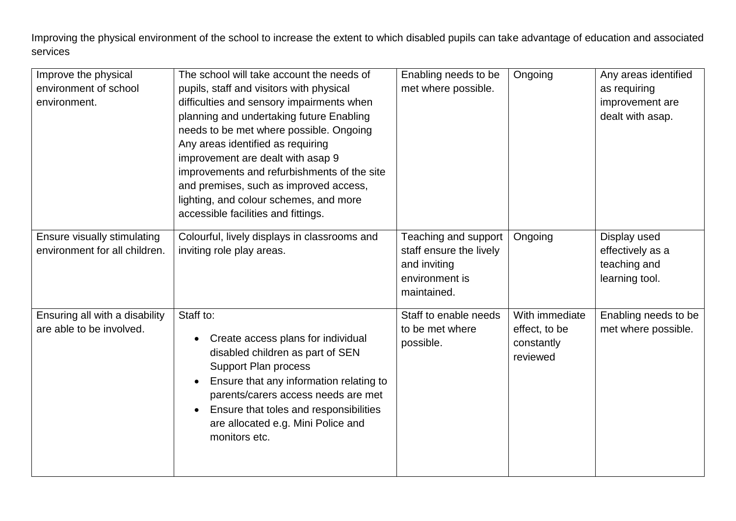Improving the physical environment of the school to increase the extent to which disabled pupils can take advantage of education and associated services

| | | | | |
|---|---|---|---|---|
| Improve the physical environment of school environment. | The school will take account the needs of pupils, staff and visitors with physical difficulties and sensory impairments when planning and undertaking future Enabling needs to be met where possible. Ongoing Any areas identified as requiring improvement are dealt with asap 9 improvements and refurbishments of the site and premises, such as improved access, lighting, and colour schemes, and more accessible facilities and fittings. | Enabling needs to be met where possible. | Ongoing | Any areas identified as requiring improvement are dealt with asap. |
| Ensure visually stimulating environment for all children. | Colourful, lively displays in classrooms and inviting role play areas. | Teaching and support staff ensure the lively and inviting environment is maintained. | Ongoing | Display used effectively as a teaching and learning tool. |
| Ensuring all with a disability are able to be involved. | Staff to:<br>• Create access plans for individual disabled children as part of SEN Support Plan process<br>• Ensure that any information relating to parents/carers access needs are met<br>• Ensure that toles and responsibilities are allocated e.g. Mini Police and monitors etc. | Staff to enable needs to be met where possible. | With immediate effect, to be constantly reviewed | Enabling needs to be met where possible. |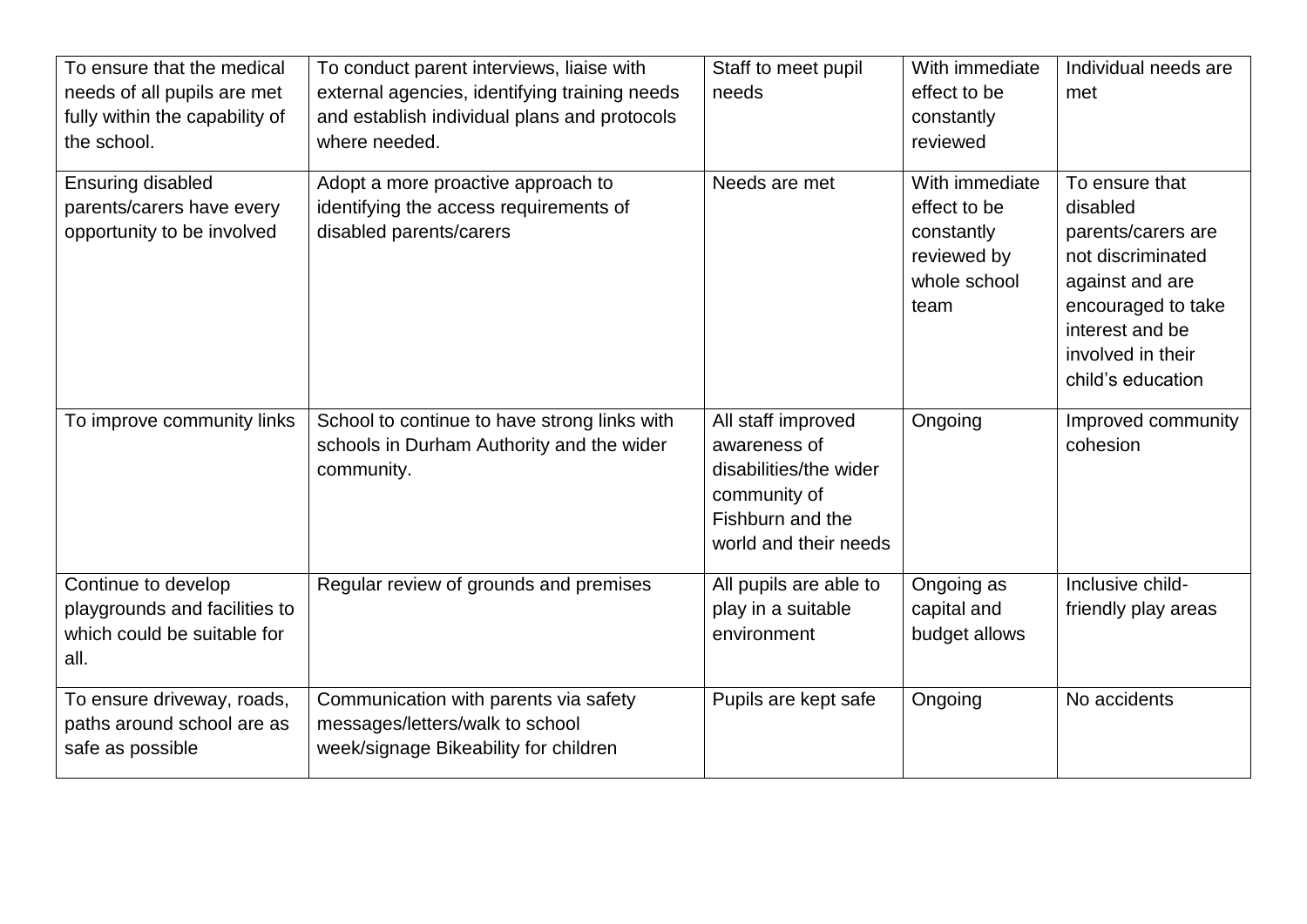| | | | | |
|---|---|---|---|---|
| To ensure that the medical needs of all pupils are met fully within the capability of the school. | To conduct parent interviews, liaise with external agencies, identifying training needs and establish individual plans and protocols where needed. | Staff to meet pupil needs | With immediate effect to be constantly reviewed | Individual needs are met |
| Ensuring disabled parents/carers have every opportunity to be involved | Adopt a more proactive approach to identifying the access requirements of disabled parents/carers | Needs are met | With immediate effect to be constantly reviewed by whole school team | To ensure that disabled parents/carers are not discriminated against and are encouraged to take interest and be involved in their child's education |
| To improve community links | School to continue to have strong links with schools in Durham Authority and the wider community. | All staff improved awareness of disabilities/the wider community of Fishburn and the world and their needs | Ongoing | Improved community cohesion |
| Continue to develop playgrounds and facilities to which could be suitable for all. | Regular review of grounds and premises | All pupils are able to play in a suitable environment | Ongoing as capital and budget allows | Inclusive child-friendly play areas |
| To ensure driveway, roads, paths around school are as safe as possible | Communication with parents via safety messages/letters/walk to school week/signage Bikeability for children | Pupils are kept safe | Ongoing | No accidents |